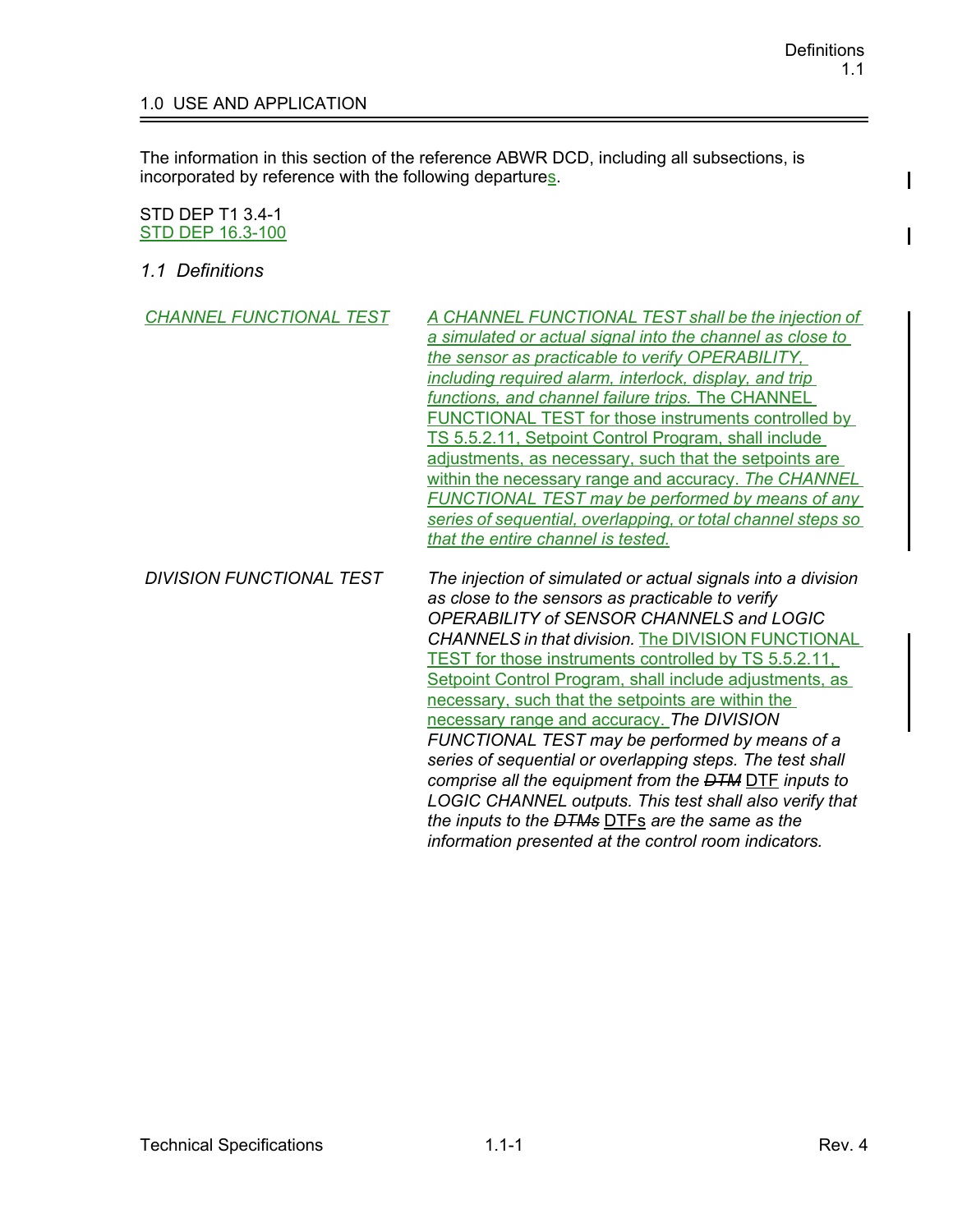## 1.0 USE AND APPLICATION

The information in this section of the reference ABWR DCD, including all subsections, is incorporated by reference with the following departures.

STD DEP T1 3.4-1
STD DEP 16.3-100

### *1.1 Definitions*

| | |
|---|---|
| *CHANNEL FUNCTIONAL TEST* | *A CHANNEL FUNCTIONAL TEST shall be the injection of a simulated or actual signal into the channel as close to the sensor as practicable to verify OPERABILITY, including required alarm, interlock, display, and trip functions, and channel failure trips.* The CHANNEL FUNCTIONAL TEST for those instruments controlled by TS 5.5.2.11, Setpoint Control Program, shall include adjustments, as necessary, such that the setpoints are within the necessary range and accuracy. *The CHANNEL FUNCTIONAL TEST may be performed by means of any series of sequential, overlapping, or total channel steps so that the entire channel is tested.* |
| *DIVISION FUNCTIONAL TEST* | *The injection of simulated or actual signals into a division as close to the sensors as practicable to verify OPERABILITY of SENSOR CHANNELS and LOGIC CHANNELS in that division.* The DIVISION FUNCTIONAL TEST for those instruments controlled by TS 5.5.2.11, Setpoint Control Program, shall include adjustments, as necessary, such that the setpoints are within the necessary range and accuracy. *The DIVISION FUNCTIONAL TEST may be performed by means of a series of sequential or overlapping steps. The test shall comprise all the equipment from the* ~~*DTM*~~ DTF *inputs to LOGIC CHANNEL outputs. This test shall also verify that the inputs to the* ~~*DTMs*~~ DTFs *are the same as the information presented at the control room indicators.* |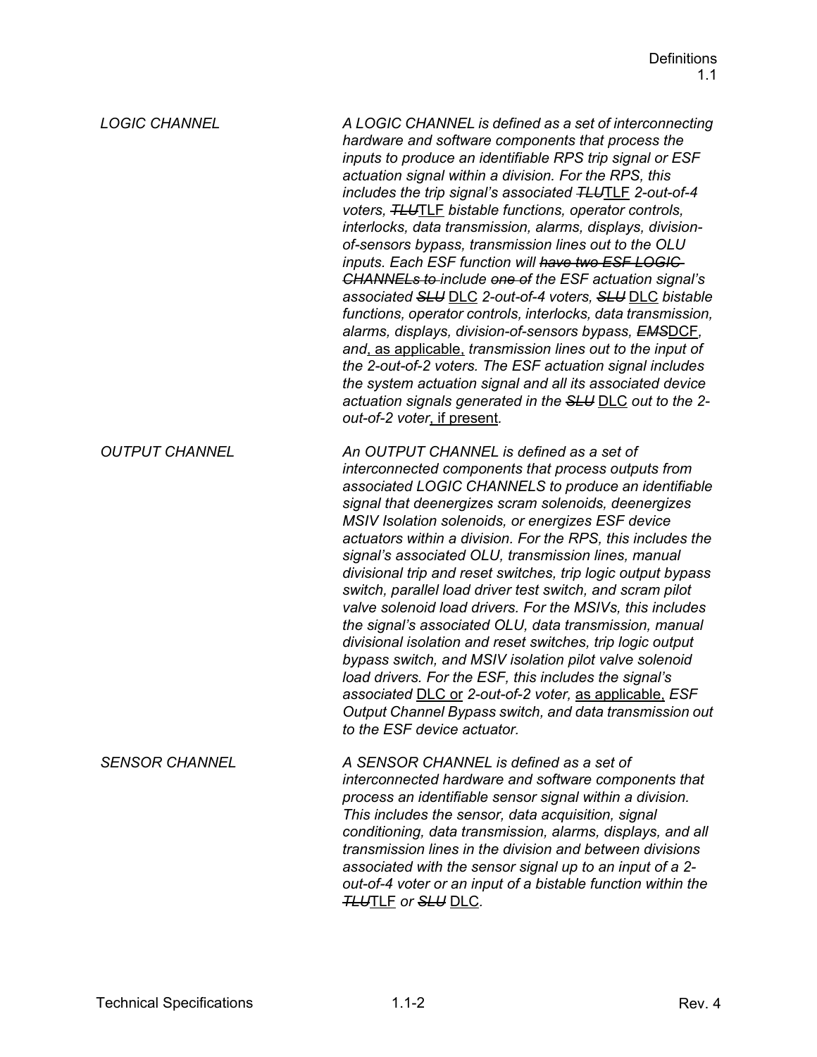**LOGIC CHANNEL**

A LOGIC CHANNEL is defined as a set of interconnecting hardware and software components that process the inputs to produce an identifiable RPS trip signal or ESF actuation signal within a division. For the RPS, this includes the trip signal's associated ~~TLU~~TLF 2-out-of-4 voters, ~~TLU~~TLF bistable functions, operator controls, interlocks, data transmission, alarms, displays, division-of-sensors bypass, transmission lines out to the OLU inputs. Each ESF function will ~~have two ESF LOGIC CHANNELs to~~ include ~~one of~~ the ESF actuation signal's associated ~~SLU~~ DLC 2-out-of-4 voters, ~~SLU~~ DLC bistable functions, operator controls, interlocks, data transmission, alarms, displays, division-of-sensors bypass, ~~EMS~~DCF, and, as applicable, transmission lines out to the input of the 2-out-of-2 voters. The ESF actuation signal includes the system actuation signal and all its associated device actuation signals generated in the ~~SLU~~ DLC out to the 2-out-of-2 voter, if present.

**OUTPUT CHANNEL**

An OUTPUT CHANNEL is defined as a set of interconnected components that process outputs from associated LOGIC CHANNELS to produce an identifiable signal that deenergizes scram solenoids, deenergizes MSIV Isolation solenoids, or energizes ESF device actuators within a division. For the RPS, this includes the signal's associated OLU, transmission lines, manual divisional trip and reset switches, trip logic output bypass switch, parallel load driver test switch, and scram pilot valve solenoid load drivers. For the MSIVs, this includes the signal's associated OLU, data transmission, manual divisional isolation and reset switches, trip logic output bypass switch, and MSIV isolation pilot valve solenoid load drivers. For the ESF, this includes the signal's associated DLC or 2-out-of-2 voter, as applicable, ESF Output Channel Bypass switch, and data transmission out to the ESF device actuator.

**SENSOR CHANNEL**

A SENSOR CHANNEL is defined as a set of interconnected hardware and software components that process an identifiable sensor signal within a division. This includes the sensor, data acquisition, signal conditioning, data transmission, alarms, displays, and all transmission lines in the division and between divisions associated with the sensor signal up to an input of a 2-out-of-4 voter or an input of a bistable function within the ~~TLU~~TLF or ~~SLU~~ DLC.